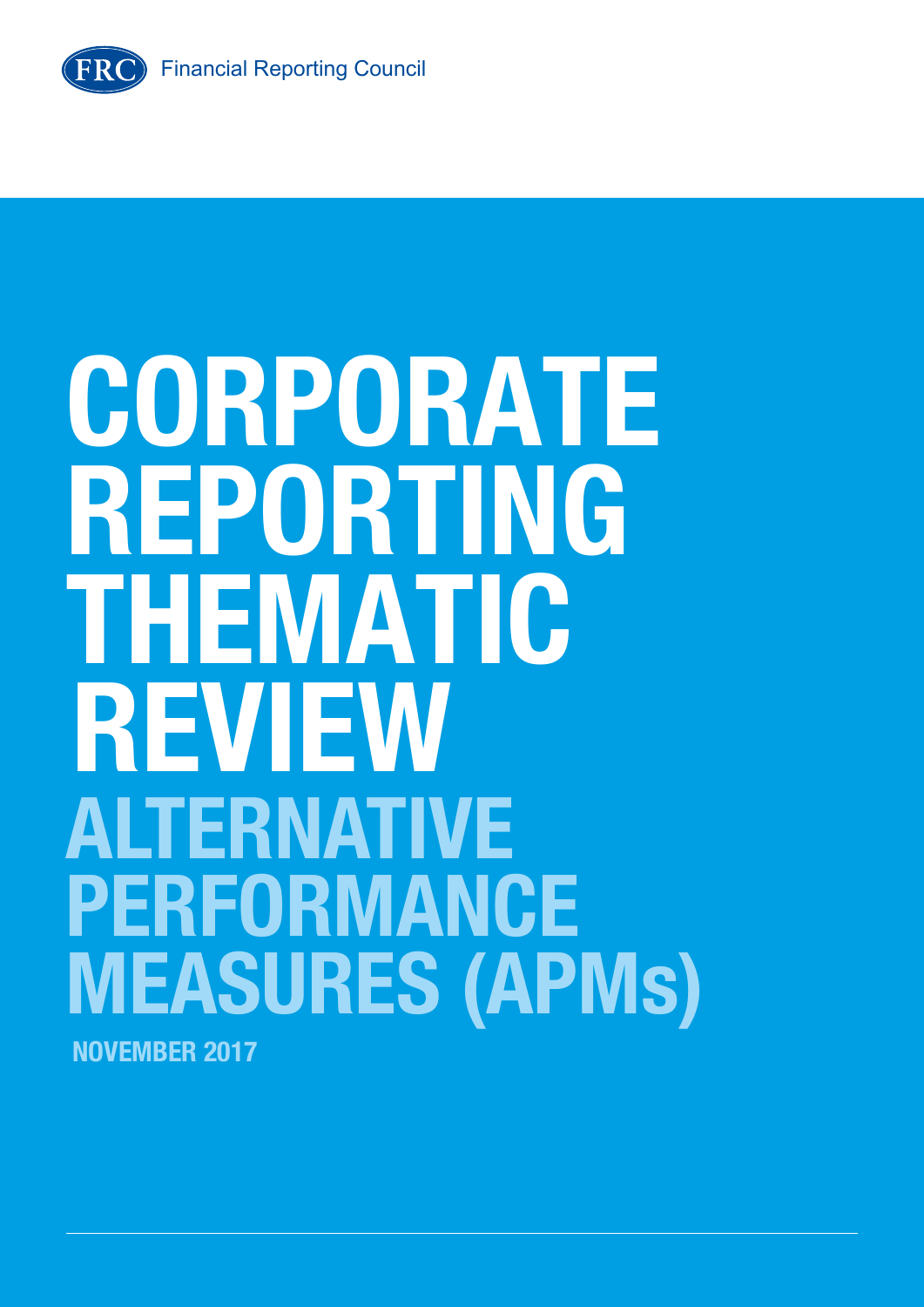FRC Financial Reporting Council

# CORPORATE REPORTING THEMATIC REVIEW

## ALTERNATIVE PERFORMANCE MEASURES (APMs)

**NOVEMBER 2017**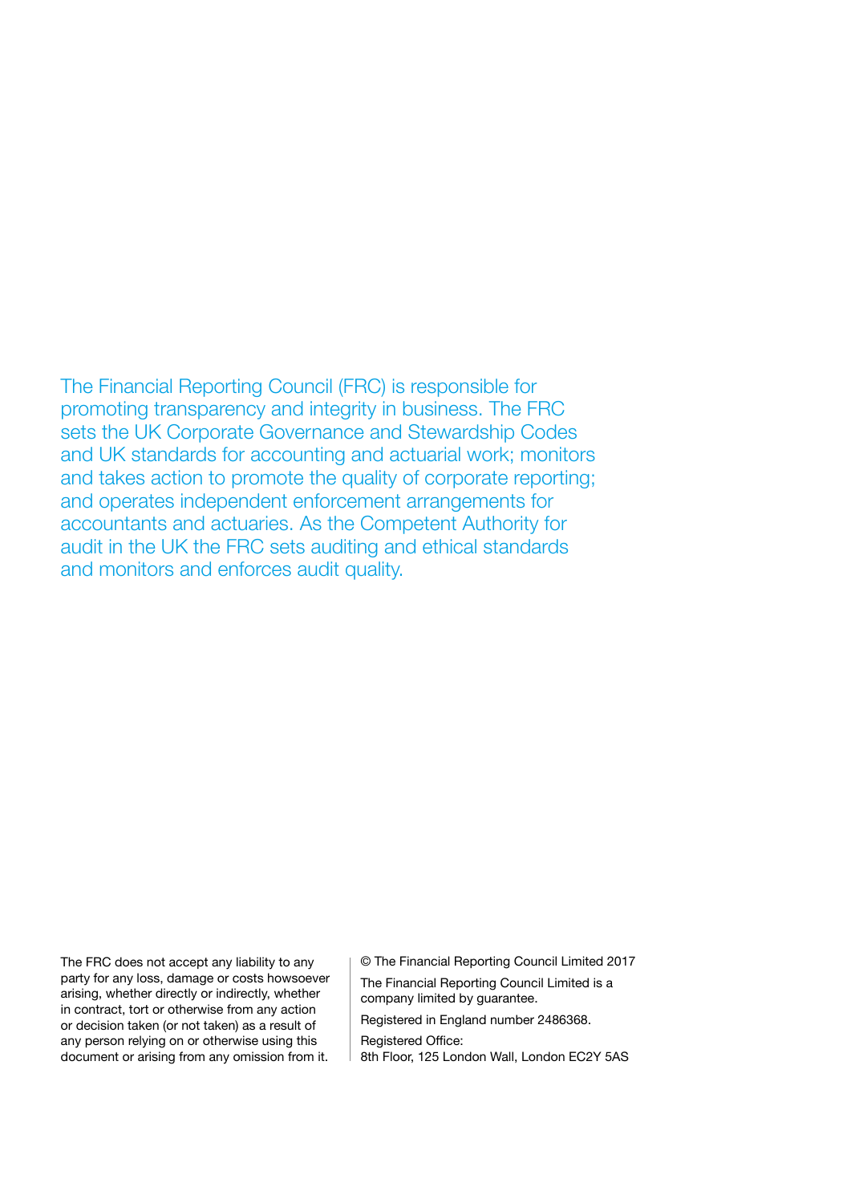The Financial Reporting Council (FRC) is responsible for promoting transparency and integrity in business. The FRC sets the UK Corporate Governance and Stewardship Codes and UK standards for accounting and actuarial work; monitors and takes action to promote the quality of corporate reporting; and operates independent enforcement arrangements for accountants and actuaries. As the Competent Authority for audit in the UK the FRC sets auditing and ethical standards and monitors and enforces audit quality.

The FRC does not accept any liability to any party for any loss, damage or costs howsoever arising, whether directly or indirectly, whether in contract, tort or otherwise from any action or decision taken (or not taken) as a result of any person relying on or otherwise using this document or arising from any omission from it.

© The Financial Reporting Council Limited 2017

The Financial Reporting Council Limited is a company limited by guarantee.

Registered in England number 2486368.

Registered Office:
8th Floor, 125 London Wall, London EC2Y 5AS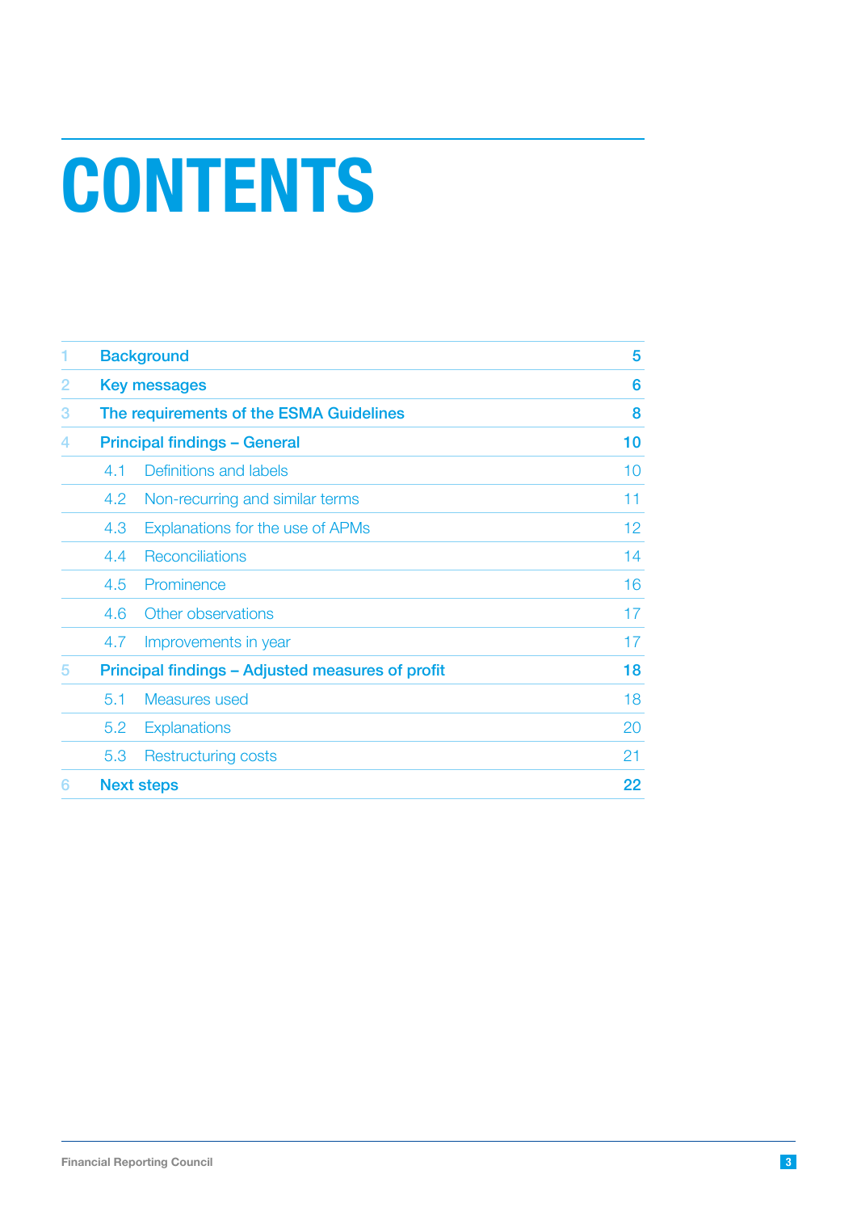# CONTENTS

| | | |
|---|---|---|
| 1 | **Background** | **5** |
| 2 | **Key messages** | **6** |
| 3 | **The requirements of the ESMA Guidelines** | **8** |
| 4 | **Principal findings – General** | **10** |
| | 4.1 Definitions and labels | 10 |
| | 4.2 Non-recurring and similar terms | 11 |
| | 4.3 Explanations for the use of APMs | 12 |
| | 4.4 Reconciliations | 14 |
| | 4.5 Prominence | 16 |
| | 4.6 Other observations | 17 |
| | 4.7 Improvements in year | 17 |
| 5 | **Principal findings – Adjusted measures of profit** | **18** |
| | 5.1 Measures used | 18 |
| | 5.2 Explanations | 20 |
| | 5.3 Restructuring costs | 21 |
| 6 | **Next steps** | **22** |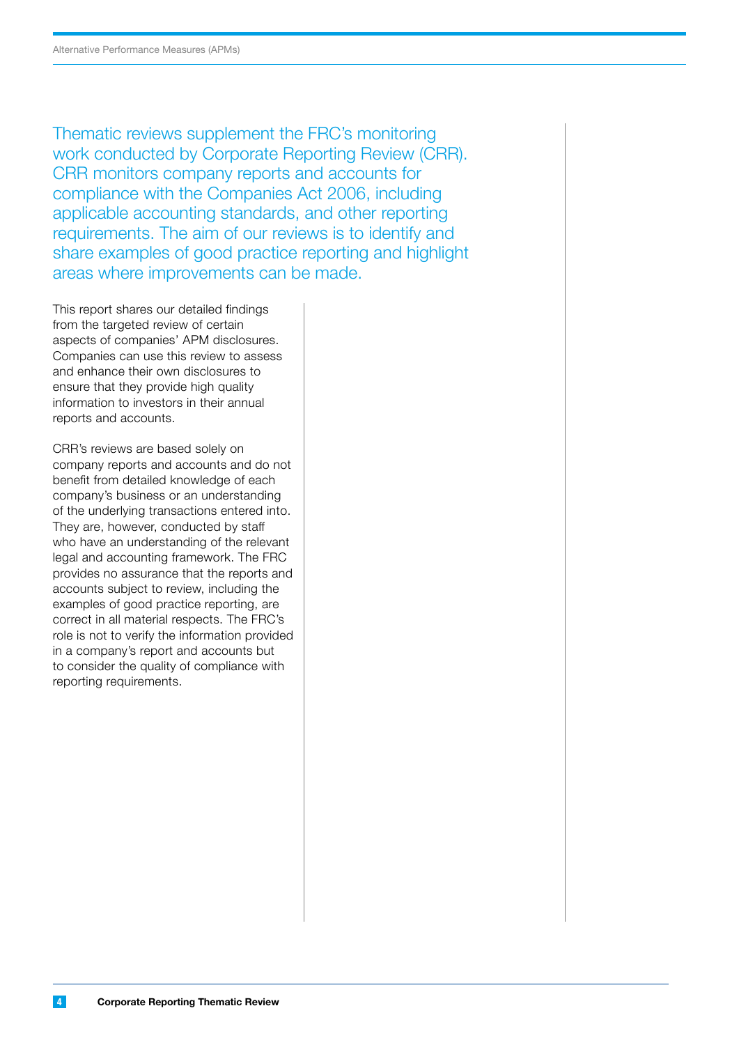Thematic reviews supplement the FRC's monitoring work conducted by Corporate Reporting Review (CRR). CRR monitors company reports and accounts for compliance with the Companies Act 2006, including applicable accounting standards, and other reporting requirements. The aim of our reviews is to identify and share examples of good practice reporting and highlight areas where improvements can be made.

This report shares our detailed findings from the targeted review of certain aspects of companies' APM disclosures. Companies can use this review to assess and enhance their own disclosures to ensure that they provide high quality information to investors in their annual reports and accounts.

CRR's reviews are based solely on company reports and accounts and do not benefit from detailed knowledge of each company's business or an understanding of the underlying transactions entered into. They are, however, conducted by staff who have an understanding of the relevant legal and accounting framework. The FRC provides no assurance that the reports and accounts subject to review, including the examples of good practice reporting, are correct in all material respects. The FRC's role is not to verify the information provided in a company's report and accounts but to consider the quality of compliance with reporting requirements.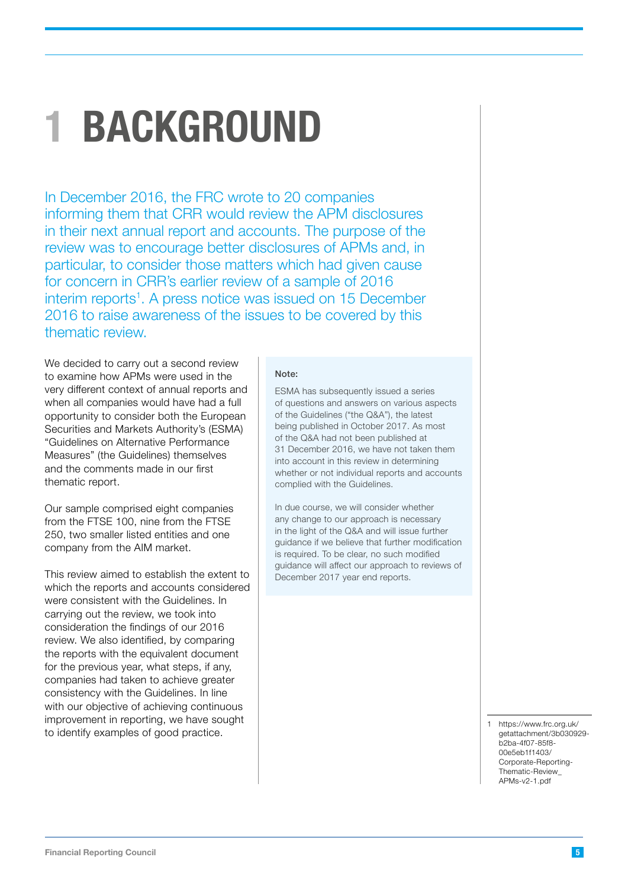# 1 BACKGROUND

In December 2016, the FRC wrote to 20 companies informing them that CRR would review the APM disclosures in their next annual report and accounts. The purpose of the review was to encourage better disclosures of APMs and, in particular, to consider those matters which had given cause for concern in CRR's earlier review of a sample of 2016 interim reports[1]. A press notice was issued on 15 December 2016 to raise awareness of the issues to be covered by this thematic review.

We decided to carry out a second review to examine how APMs were used in the very different context of annual reports and when all companies would have had a full opportunity to consider both the European Securities and Markets Authority's (ESMA) "Guidelines on Alternative Performance Measures" (the Guidelines) themselves and the comments made in our first thematic report.

Our sample comprised eight companies from the FTSE 100, nine from the FTSE 250, two smaller listed entities and one company from the AIM market.

This review aimed to establish the extent to which the reports and accounts considered were consistent with the Guidelines. In carrying out the review, we took into consideration the findings of our 2016 review. We also identified, by comparing the reports with the equivalent document for the previous year, what steps, if any, companies had taken to achieve greater consistency with the Guidelines. In line with our objective of achieving continuous improvement in reporting, we have sought to identify examples of good practice.

**Note:**

ESMA has subsequently issued a series of questions and answers on various aspects of the Guidelines ("the Q&A"), the latest being published in October 2017. As most of the Q&A had not been published at 31 December 2016, we have not taken them into account in this review in determining whether or not individual reports and accounts complied with the Guidelines.

In due course, we will consider whether any change to our approach is necessary in the light of the Q&A and will issue further guidance if we believe that further modification is required. To be clear, no such modified guidance will affect our approach to reviews of December 2017 year end reports.

1 https://www.frc.org.uk/getattachment/3b030929-b2ba-4f07-85f8-00e5eb1f1403/Corporate-Reporting-Thematic-Review_APMs-v2-1.pdf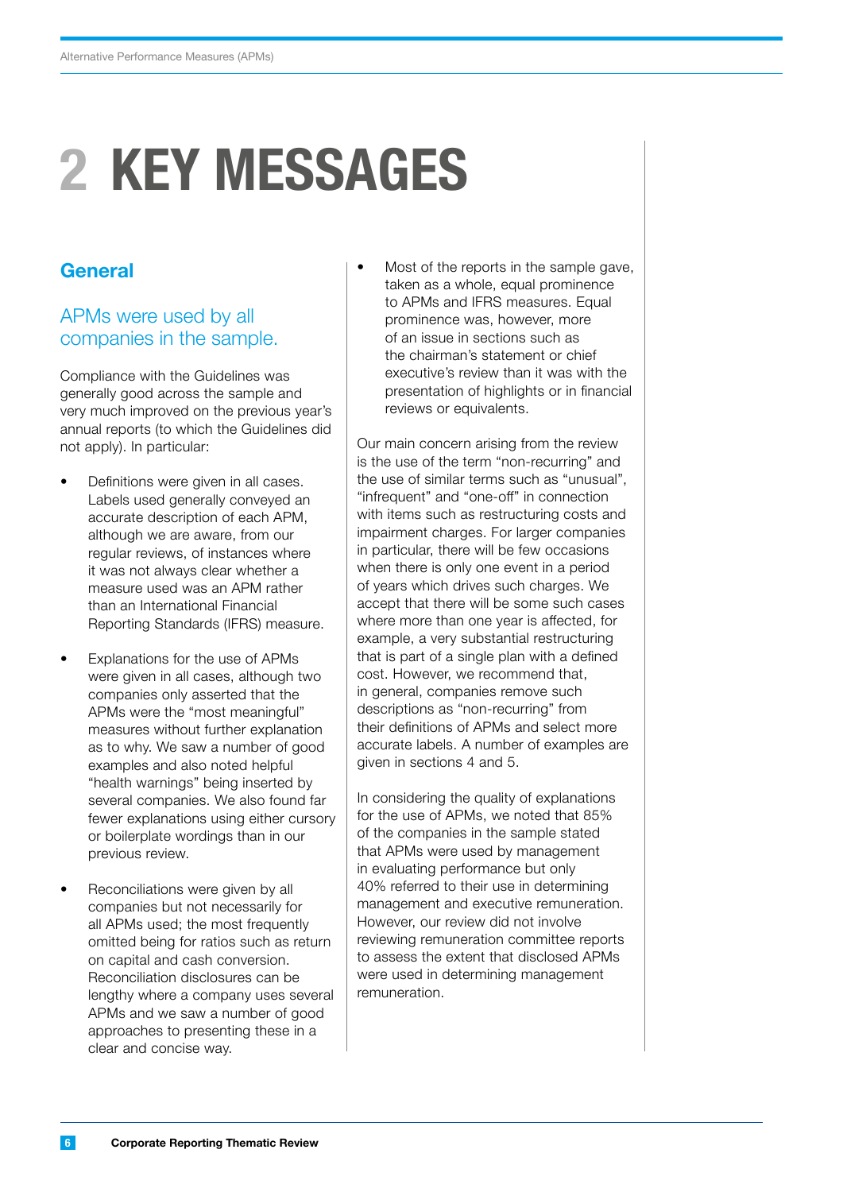# 2 KEY MESSAGES

## General

### APMs were used by all companies in the sample.

Compliance with the Guidelines was generally good across the sample and very much improved on the previous year's annual reports (to which the Guidelines did not apply). In particular:

- Definitions were given in all cases. Labels used generally conveyed an accurate description of each APM, although we are aware, from our regular reviews, of instances where it was not always clear whether a measure used was an APM rather than an International Financial Reporting Standards (IFRS) measure.
- Explanations for the use of APMs were given in all cases, although two companies only asserted that the APMs were the "most meaningful" measures without further explanation as to why. We saw a number of good examples and also noted helpful "health warnings" being inserted by several companies. We also found far fewer explanations using either cursory or boilerplate wordings than in our previous review.
- Reconciliations were given by all companies but not necessarily for all APMs used; the most frequently omitted being for ratios such as return on capital and cash conversion. Reconciliation disclosures can be lengthy where a company uses several APMs and we saw a number of good approaches to presenting these in a clear and concise way.
- Most of the reports in the sample gave, taken as a whole, equal prominence to APMs and IFRS measures. Equal prominence was, however, more of an issue in sections such as the chairman's statement or chief executive's review than it was with the presentation of highlights or in financial reviews or equivalents.

Our main concern arising from the review is the use of the term "non-recurring" and the use of similar terms such as "unusual", "infrequent" and "one-off" in connection with items such as restructuring costs and impairment charges. For larger companies in particular, there will be few occasions when there is only one event in a period of years which drives such charges. We accept that there will be some such cases where more than one year is affected, for example, a very substantial restructuring that is part of a single plan with a defined cost. However, we recommend that, in general, companies remove such descriptions as "non-recurring" from their definitions of APMs and select more accurate labels. A number of examples are given in sections 4 and 5.

In considering the quality of explanations for the use of APMs, we noted that 85% of the companies in the sample stated that APMs were used by management in evaluating performance but only 40% referred to their use in determining management and executive remuneration. However, our review did not involve reviewing remuneration committee reports to assess the extent that disclosed APMs were used in determining management remuneration.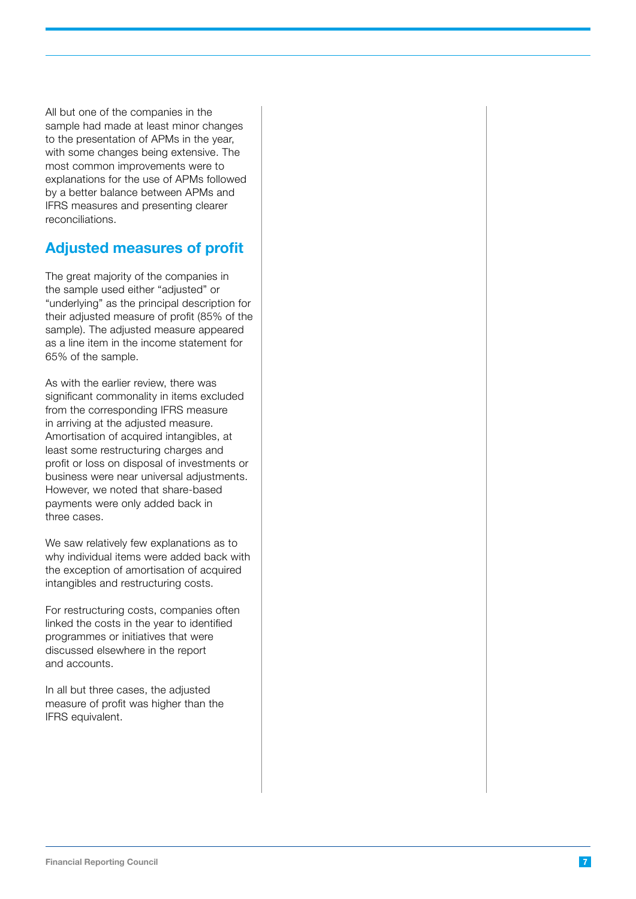All but one of the companies in the sample had made at least minor changes to the presentation of APMs in the year, with some changes being extensive. The most common improvements were to explanations for the use of APMs followed by a better balance between APMs and IFRS measures and presenting clearer reconciliations.

## Adjusted measures of profit

The great majority of the companies in the sample used either "adjusted" or "underlying" as the principal description for their adjusted measure of profit (85% of the sample). The adjusted measure appeared as a line item in the income statement for 65% of the sample.

As with the earlier review, there was significant commonality in items excluded from the corresponding IFRS measure in arriving at the adjusted measure. Amortisation of acquired intangibles, at least some restructuring charges and profit or loss on disposal of investments or business were near universal adjustments. However, we noted that share-based payments were only added back in three cases.

We saw relatively few explanations as to why individual items were added back with the exception of amortisation of acquired intangibles and restructuring costs.

For restructuring costs, companies often linked the costs in the year to identified programmes or initiatives that were discussed elsewhere in the report and accounts.

In all but three cases, the adjusted measure of profit was higher than the IFRS equivalent.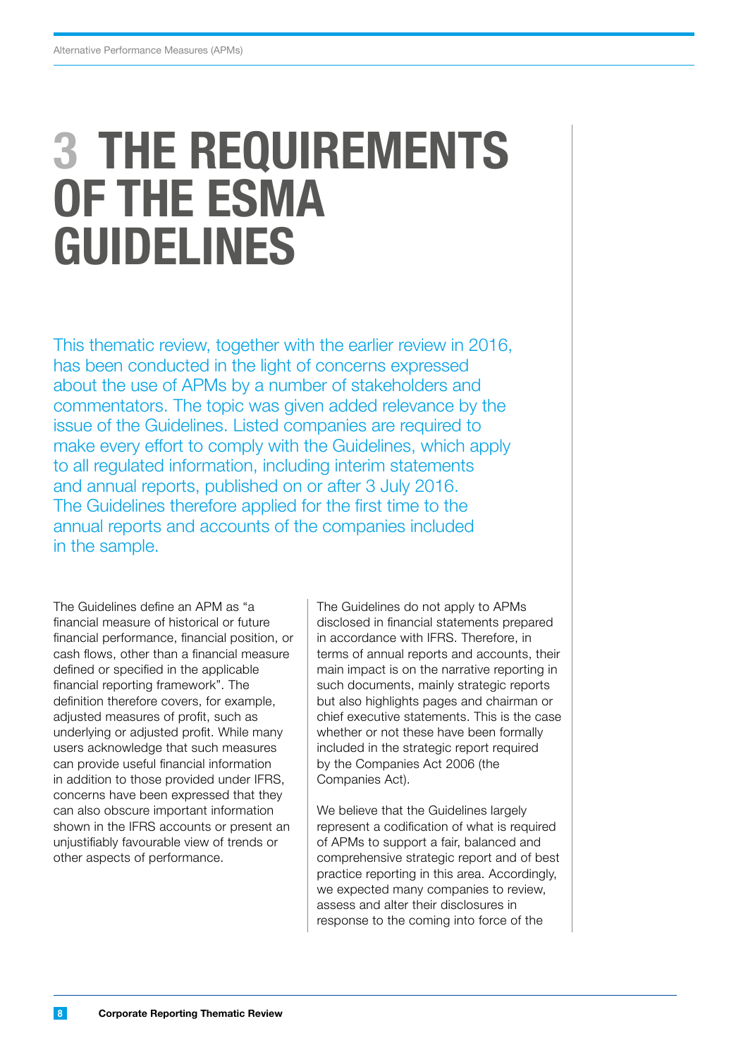# 3 THE REQUIREMENTS OF THE ESMA GUIDELINES

This thematic review, together with the earlier review in 2016, has been conducted in the light of concerns expressed about the use of APMs by a number of stakeholders and commentators. The topic was given added relevance by the issue of the Guidelines. Listed companies are required to make every effort to comply with the Guidelines, which apply to all regulated information, including interim statements and annual reports, published on or after 3 July 2016. The Guidelines therefore applied for the first time to the annual reports and accounts of the companies included in the sample.

The Guidelines define an APM as "a financial measure of historical or future financial performance, financial position, or cash flows, other than a financial measure defined or specified in the applicable financial reporting framework". The definition therefore covers, for example, adjusted measures of profit, such as underlying or adjusted profit. While many users acknowledge that such measures can provide useful financial information in addition to those provided under IFRS, concerns have been expressed that they can also obscure important information shown in the IFRS accounts or present an unjustifiably favourable view of trends or other aspects of performance.

The Guidelines do not apply to APMs disclosed in financial statements prepared in accordance with IFRS. Therefore, in terms of annual reports and accounts, their main impact is on the narrative reporting in such documents, mainly strategic reports but also highlights pages and chairman or chief executive statements. This is the case whether or not these have been formally included in the strategic report required by the Companies Act 2006 (the Companies Act).

We believe that the Guidelines largely represent a codification of what is required of APMs to support a fair, balanced and comprehensive strategic report and of best practice reporting in this area. Accordingly, we expected many companies to review, assess and alter their disclosures in response to the coming into force of the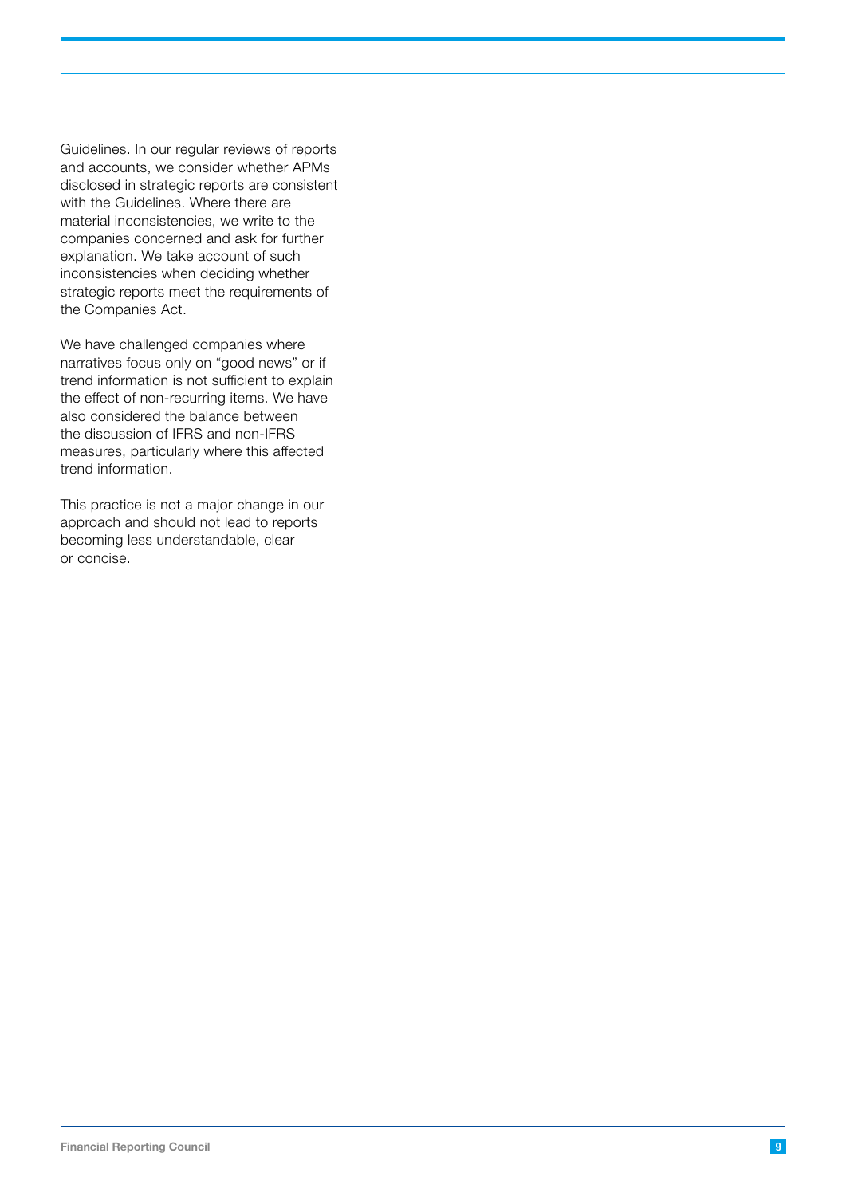Guidelines. In our regular reviews of reports and accounts, we consider whether APMs disclosed in strategic reports are consistent with the Guidelines. Where there are material inconsistencies, we write to the companies concerned and ask for further explanation. We take account of such inconsistencies when deciding whether strategic reports meet the requirements of the Companies Act.

We have challenged companies where narratives focus only on "good news" or if trend information is not sufficient to explain the effect of non-recurring items. We have also considered the balance between the discussion of IFRS and non-IFRS measures, particularly where this affected trend information.

This practice is not a major change in our approach and should not lead to reports becoming less understandable, clear or concise.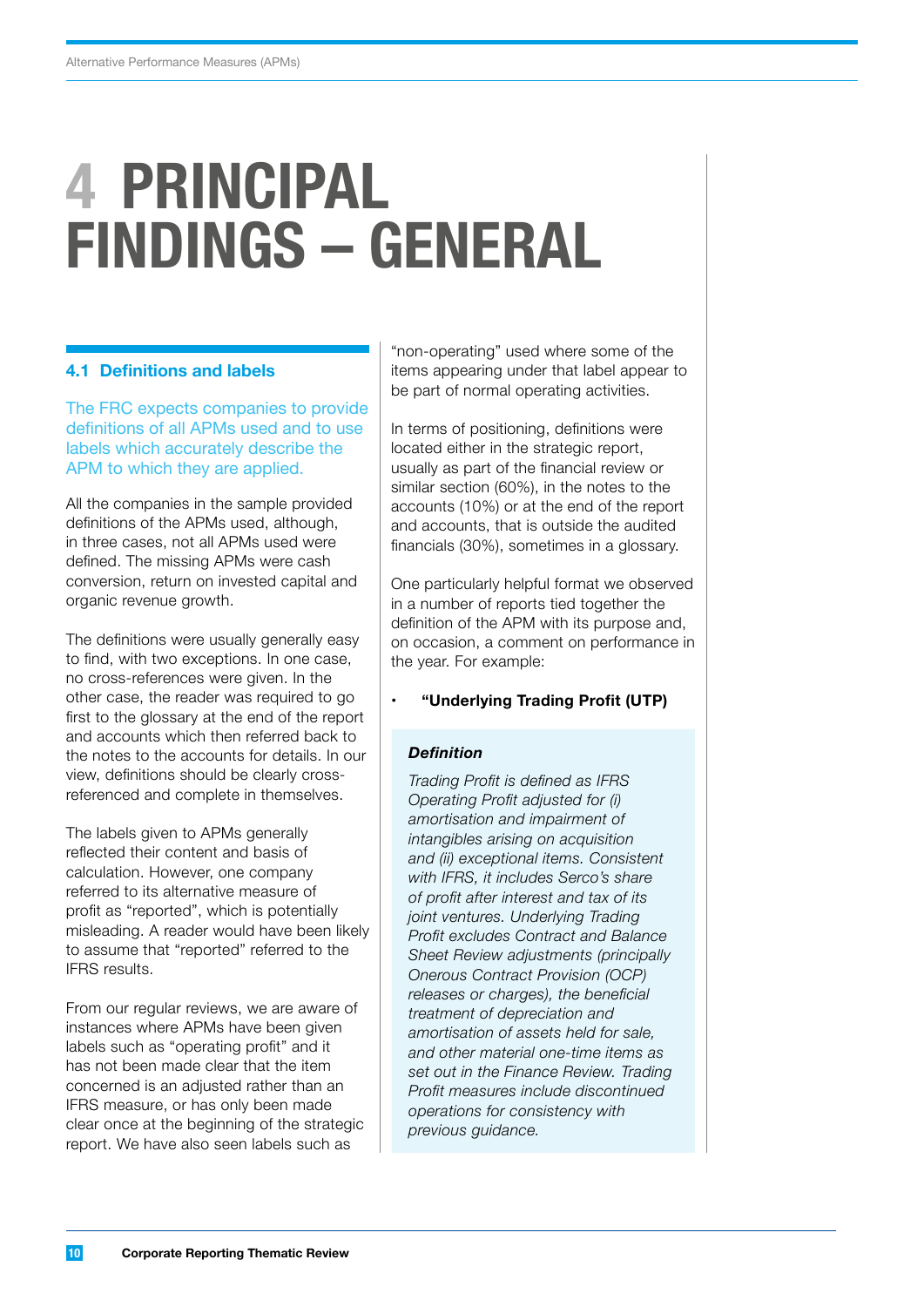# 4 PRINCIPAL FINDINGS – GENERAL

## 4.1 Definitions and labels

The FRC expects companies to provide definitions of all APMs used and to use labels which accurately describe the APM to which they are applied.

All the companies in the sample provided definitions of the APMs used, although, in three cases, not all APMs used were defined. The missing APMs were cash conversion, return on invested capital and organic revenue growth.

The definitions were usually generally easy to find, with two exceptions. In one case, no cross-references were given. In the other case, the reader was required to go first to the glossary at the end of the report and accounts which then referred back to the notes to the accounts for details. In our view, definitions should be clearly cross-referenced and complete in themselves.

The labels given to APMs generally reflected their content and basis of calculation. However, one company referred to its alternative measure of profit as "reported", which is potentially misleading. A reader would have been likely to assume that "reported" referred to the IFRS results.

From our regular reviews, we are aware of instances where APMs have been given labels such as "operating profit" and it has not been made clear that the item concerned is an adjusted rather than an IFRS measure, or has only been made clear once at the beginning of the strategic report. We have also seen labels such as "non-operating" used where some of the items appearing under that label appear to be part of normal operating activities.

In terms of positioning, definitions were located either in the strategic report, usually as part of the financial review or similar section (60%), in the notes to the accounts (10%) or at the end of the report and accounts, that is outside the audited financials (30%), sometimes in a glossary.

One particularly helpful format we observed in a number of reports tied together the definition of the APM with its purpose and, on occasion, a comment on performance in the year. For example:

- **"Underlying Trading Profit (UTP)**

***Definition***

*Trading Profit is defined as IFRS Operating Profit adjusted for (i) amortisation and impairment of intangibles arising on acquisition and (ii) exceptional items. Consistent with IFRS, it includes Serco's share of profit after interest and tax of its joint ventures. Underlying Trading Profit excludes Contract and Balance Sheet Review adjustments (principally Onerous Contract Provision (OCP) releases or charges), the beneficial treatment of depreciation and amortisation of assets held for sale, and other material one-time items as set out in the Finance Review. Trading Profit measures include discontinued operations for consistency with previous guidance.*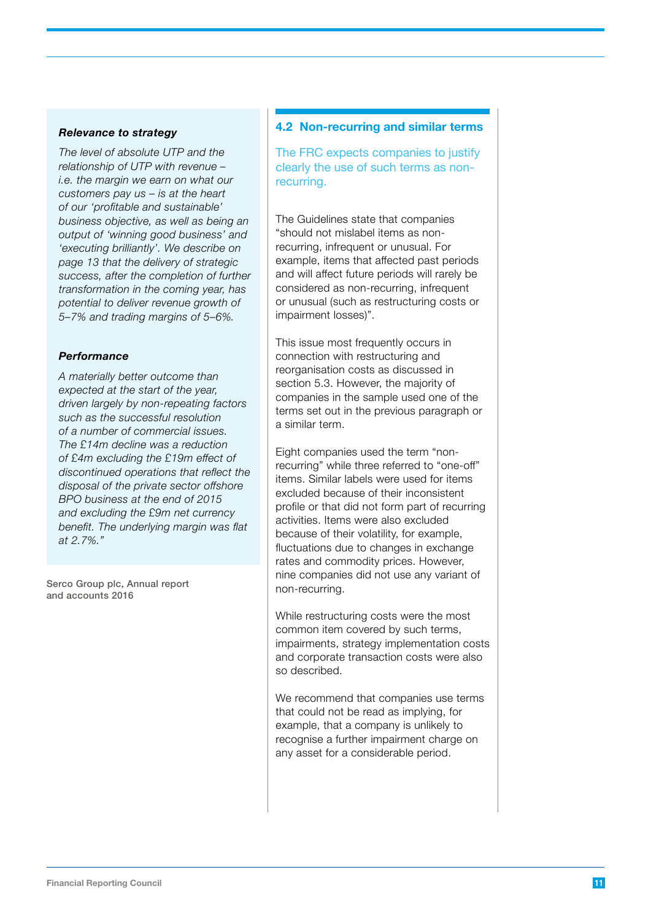***Relevance to strategy***

*The level of absolute UTP and the relationship of UTP with revenue – i.e. the margin we earn on what our customers pay us – is at the heart of our 'profitable and sustainable' business objective, as well as being an output of 'winning good business' and 'executing brilliantly'. We describe on page 13 that the delivery of strategic success, after the completion of further transformation in the coming year, has potential to deliver revenue growth of 5–7% and trading margins of 5–6%.*

***Performance***

*A materially better outcome than expected at the start of the year, driven largely by non-repeating factors such as the successful resolution of a number of commercial issues. The £14m decline was a reduction of £4m excluding the £19m effect of discontinued operations that reflect the disposal of the private sector offshore BPO business at the end of 2015 and excluding the £9m net currency benefit. The underlying margin was flat at 2.7%."*

Serco Group plc, Annual report and accounts 2016

## 4.2 Non-recurring and similar terms

The FRC expects companies to justify clearly the use of such terms as non-recurring.

The Guidelines state that companies "should not mislabel items as non-recurring, infrequent or unusual. For example, items that affected past periods and will affect future periods will rarely be considered as non-recurring, infrequent or unusual (such as restructuring costs or impairment losses)".

This issue most frequently occurs in connection with restructuring and reorganisation costs as discussed in section 5.3. However, the majority of companies in the sample used one of the terms set out in the previous paragraph or a similar term.

Eight companies used the term "non-recurring" while three referred to "one-off" items. Similar labels were used for items excluded because of their inconsistent profile or that did not form part of recurring activities. Items were also excluded because of their volatility, for example, fluctuations due to changes in exchange rates and commodity prices. However, nine companies did not use any variant of non-recurring.

While restructuring costs were the most common item covered by such terms, impairments, strategy implementation costs and corporate transaction costs were also so described.

We recommend that companies use terms that could not be read as implying, for example, that a company is unlikely to recognise a further impairment charge on any asset for a considerable period.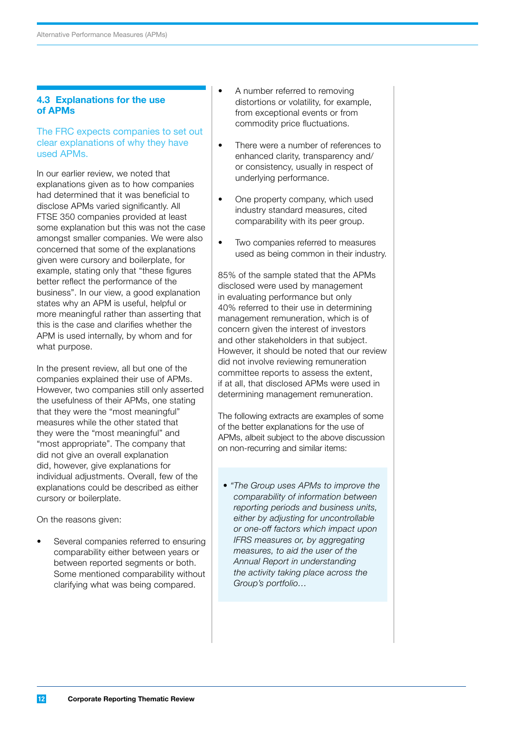## 4.3 Explanations for the use of APMs

The FRC expects companies to set out clear explanations of why they have used APMs.

In our earlier review, we noted that explanations given as to how companies had determined that it was beneficial to disclose APMs varied significantly. All FTSE 350 companies provided at least some explanation but this was not the case amongst smaller companies. We were also concerned that some of the explanations given were cursory and boilerplate, for example, stating only that "these figures better reflect the performance of the business". In our view, a good explanation states why an APM is useful, helpful or more meaningful rather than asserting that this is the case and clarifies whether the APM is used internally, by whom and for what purpose.

In the present review, all but one of the companies explained their use of APMs. However, two companies still only asserted the usefulness of their APMs, one stating that they were the "most meaningful" measures while the other stated that they were the "most meaningful" and "most appropriate". The company that did not give an overall explanation did, however, give explanations for individual adjustments. Overall, few of the explanations could be described as either cursory or boilerplate.

On the reasons given:

- Several companies referred to ensuring comparability either between years or between reported segments or both. Some mentioned comparability without clarifying what was being compared.
- A number referred to removing distortions or volatility, for example, from exceptional events or from commodity price fluctuations.
- There were a number of references to enhanced clarity, transparency and/or consistency, usually in respect of underlying performance.
- One property company, which used industry standard measures, cited comparability with its peer group.
- Two companies referred to measures used as being common in their industry.

85% of the sample stated that the APMs disclosed were used by management in evaluating performance but only 40% referred to their use in determining management remuneration, which is of concern given the interest of investors and other stakeholders in that subject. However, it should be noted that our review did not involve reviewing remuneration committee reports to assess the extent, if at all, that disclosed APMs were used in determining management remuneration.

The following extracts are examples of some of the better explanations for the use of APMs, albeit subject to the above discussion on non-recurring and similar items:

- *"The Group uses APMs to improve the comparability of information between reporting periods and business units, either by adjusting for uncontrollable or one-off factors which impact upon IFRS measures or, by aggregating measures, to aid the user of the Annual Report in understanding the activity taking place across the Group's portfolio…*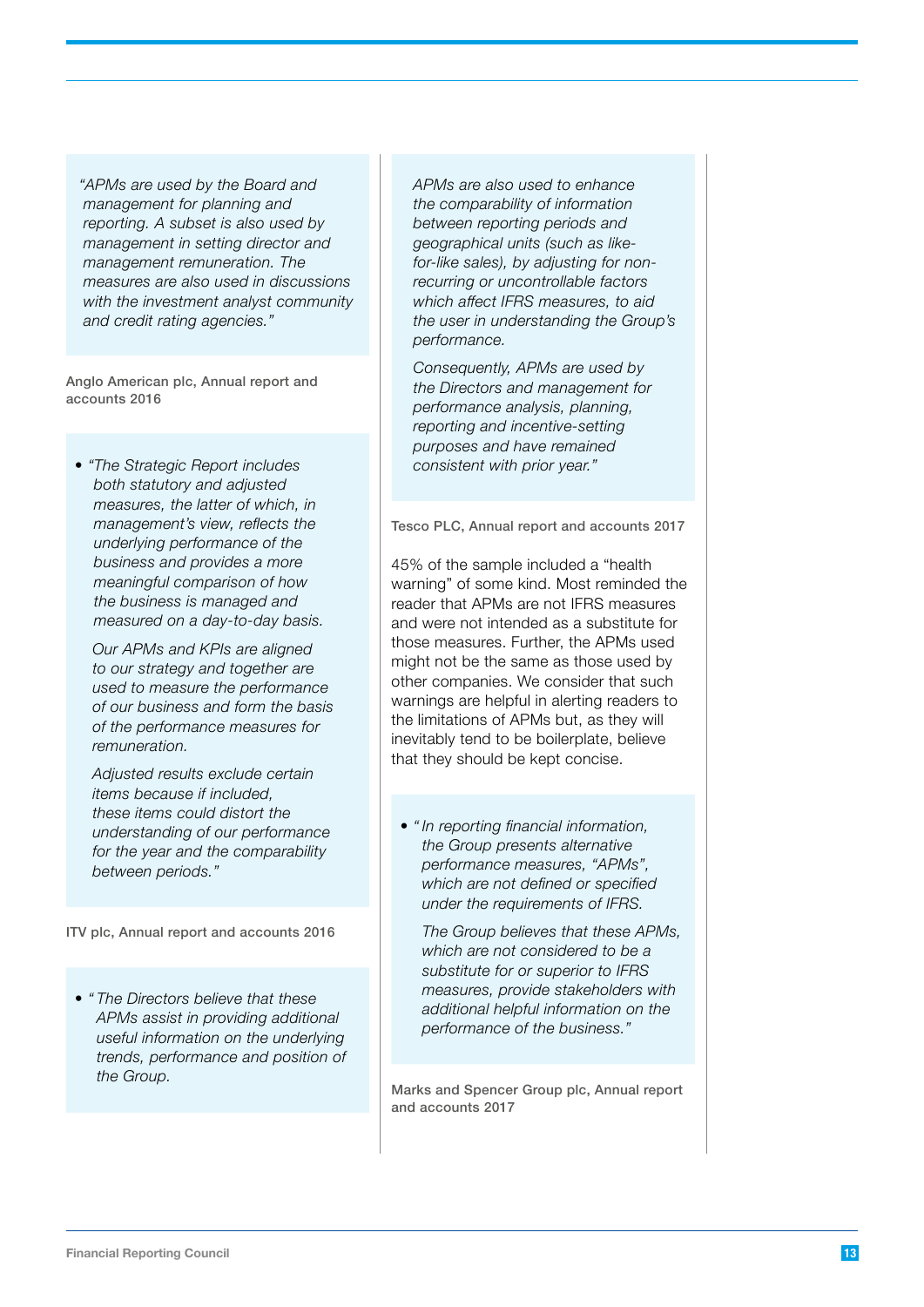*"APMs are used by the Board and management for planning and reporting. A subset is also used by management in setting director and management remuneration. The measures are also used in discussions with the investment analyst community and credit rating agencies."*

Anglo American plc, Annual report and accounts 2016

- *"The Strategic Report includes both statutory and adjusted measures, the latter of which, in management's view, reflects the underlying performance of the business and provides a more meaningful comparison of how the business is managed and measured on a day-to-day basis.*

  *Our APMs and KPIs are aligned to our strategy and together are used to measure the performance of our business and form the basis of the performance measures for remuneration.*

  *Adjusted results exclude certain items because if included, these items could distort the understanding of our performance for the year and the comparability between periods."*

ITV plc, Annual report and accounts 2016

- *"The Directors believe that these APMs assist in providing additional useful information on the underlying trends, performance and position of the Group.*

  *APMs are also used to enhance the comparability of information between reporting periods and geographical units (such as like-for-like sales), by adjusting for non-recurring or uncontrollable factors which affect IFRS measures, to aid the user in understanding the Group's performance.*

  *Consequently, APMs are used by the Directors and management for performance analysis, planning, reporting and incentive-setting purposes and have remained consistent with prior year."*

Tesco PLC, Annual report and accounts 2017

45% of the sample included a "health warning" of some kind. Most reminded the reader that APMs are not IFRS measures and were not intended as a substitute for those measures. Further, the APMs used might not be the same as those used by other companies. We consider that such warnings are helpful in alerting readers to the limitations of APMs but, as they will inevitably tend to be boilerplate, believe that they should be kept concise.

- *"In reporting financial information, the Group presents alternative performance measures, "APMs", which are not defined or specified under the requirements of IFRS.*

  *The Group believes that these APMs, which are not considered to be a substitute for or superior to IFRS measures, provide stakeholders with additional helpful information on the performance of the business."*

Marks and Spencer Group plc, Annual report and accounts 2017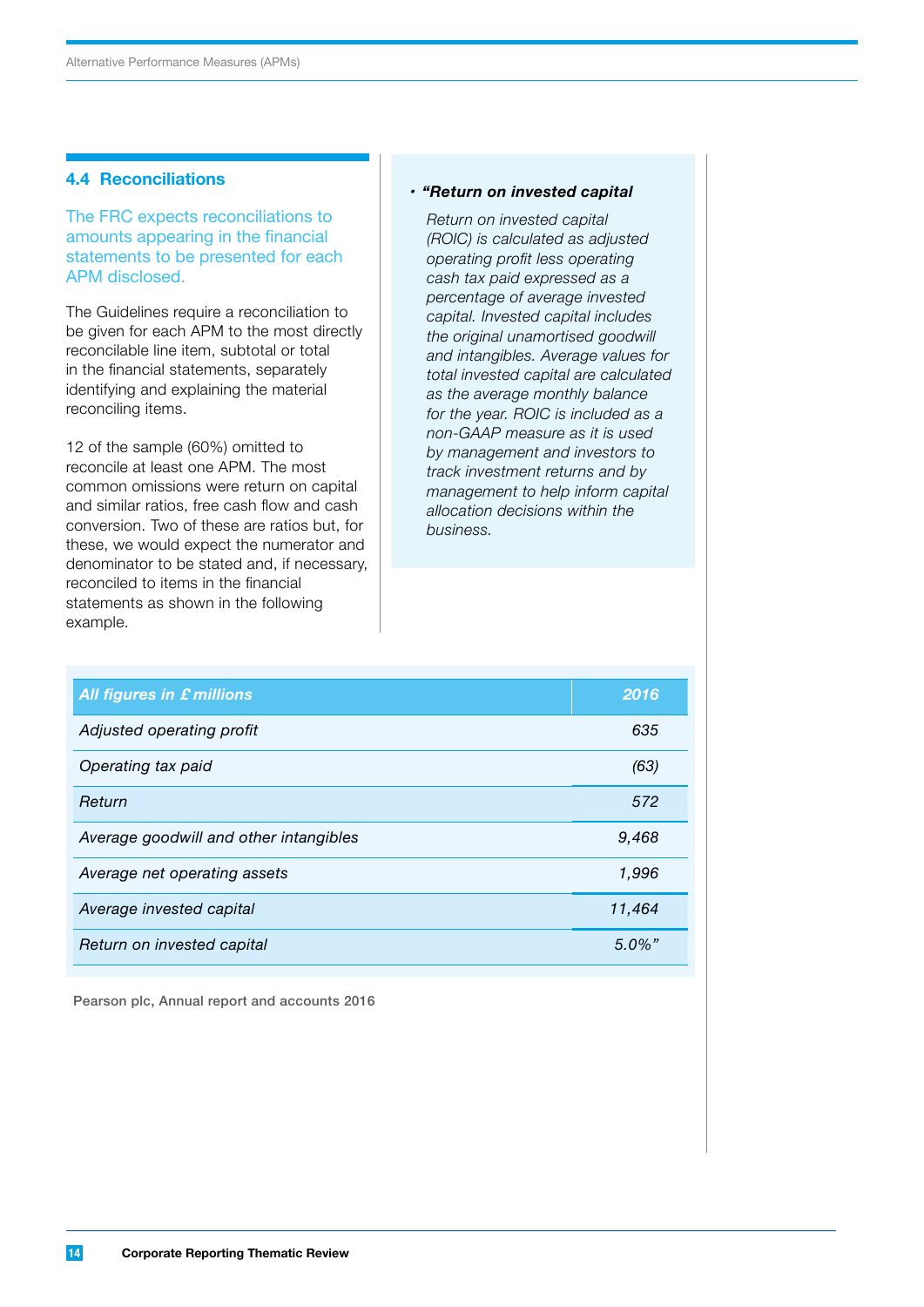## 4.4 Reconciliations

The FRC expects reconciliations to amounts appearing in the financial statements to be presented for each APM disclosed.

The Guidelines require a reconciliation to be given for each APM to the most directly reconcilable line item, subtotal or total in the financial statements, separately identifying and explaining the material reconciling items.

12 of the sample (60%) omitted to reconcile at least one APM. The most common omissions were return on capital and similar ratios, free cash flow and cash conversion. Two of these are ratios but, for these, we would expect the numerator and denominator to be stated and, if necessary, reconciled to items in the financial statements as shown in the following example.

- ***"Return on invested capital***

  *Return on invested capital (ROIC) is calculated as adjusted operating profit less operating cash tax paid expressed as a percentage of average invested capital. Invested capital includes the original unamortised goodwill and intangibles. Average values for total invested capital are calculated as the average monthly balance for the year. ROIC is included as a non-GAAP measure as it is used by management and investors to track investment returns and by management to help inform capital allocation decisions within the business.*

| *All figures in £ millions* | *2016* |
|---|---|
| *Adjusted operating profit* | *635* |
| *Operating tax paid* | *(63)* |
| *Return* | *572* |
| *Average goodwill and other intangibles* | *9,468* |
| *Average net operating assets* | *1,996* |
| *Average invested capital* | *11,464* |
| *Return on invested capital* | *5.0%"* |

Pearson plc, Annual report and accounts 2016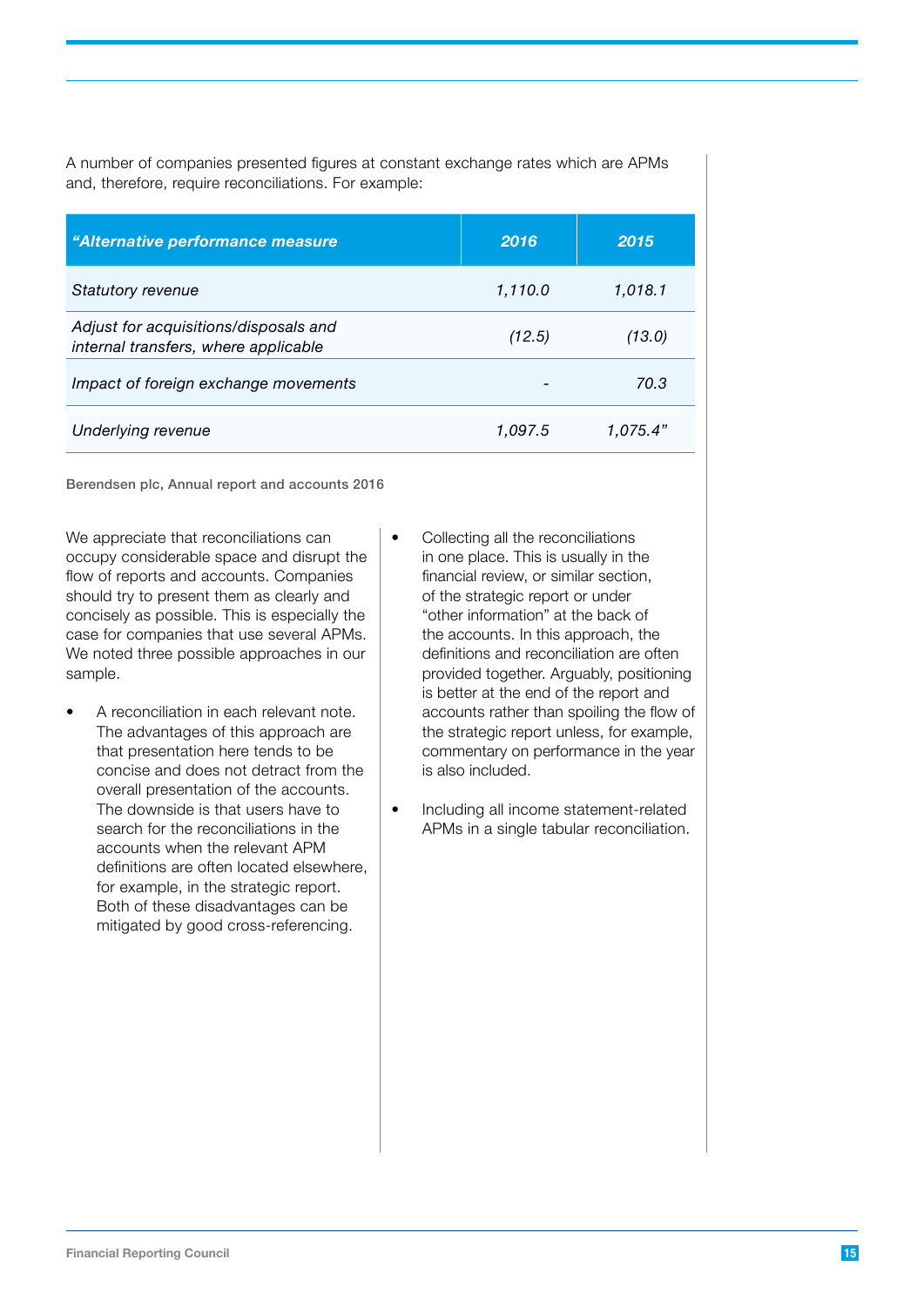A number of companies presented figures at constant exchange rates which are APMs and, therefore, require reconciliations. For example:

| *“Alternative performance measure* | *2016* | *2015* |
|---|---|---|
| *Statutory revenue* | *1,110.0* | *1,018.1* |
| *Adjust for acquisitions/disposals and internal transfers, where applicable* | *(12.5)* | *(13.0)* |
| *Impact of foreign exchange movements* | *-* | *70.3* |
| *Underlying revenue* | *1,097.5* | *1,075.4”* |

**Berendsen plc, Annual report and accounts 2016**

We appreciate that reconciliations can occupy considerable space and disrupt the flow of reports and accounts. Companies should try to present them as clearly and concisely as possible. This is especially the case for companies that use several APMs. We noted three possible approaches in our sample.

- A reconciliation in each relevant note. The advantages of this approach are that presentation here tends to be concise and does not detract from the overall presentation of the accounts. The downside is that users have to search for the reconciliations in the accounts when the relevant APM definitions are often located elsewhere, for example, in the strategic report. Both of these disadvantages can be mitigated by good cross-referencing.
- Collecting all the reconciliations in one place. This is usually in the financial review, or similar section, of the strategic report or under “other information” at the back of the accounts. In this approach, the definitions and reconciliation are often provided together. Arguably, positioning is better at the end of the report and accounts rather than spoiling the flow of the strategic report unless, for example, commentary on performance in the year is also included.
- Including all income statement-related APMs in a single tabular reconciliation.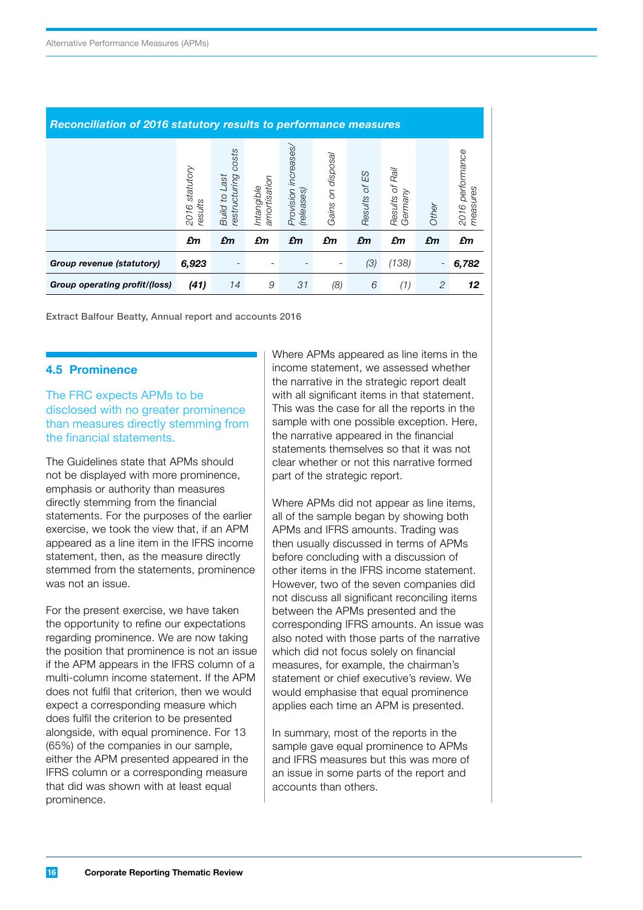**Reconciliation of 2016 statutory results to performance measures**

| | 2016 statutory results | Build to Last restructuring costs | Intangible amortisation | Provision increases/ (releases) | Gains on disposal | Results of ES | Results of Rail Germany | Other | 2016 performance measures |
|---|---|---|---|---|---|---|---|---|---|
| | £m | £m | £m | £m | £m | £m | £m | £m | £m |
| **Group revenue (statutory)** | **6,923** | - | - | - | - | (3) | (138) | - | **6,782** |
| **Group operating profit/(loss)** | **(41)** | 14 | 9 | 31 | (8) | 6 | (1) | 2 | **12** |

Extract Balfour Beatty, Annual report and accounts 2016

## 4.5 Prominence

The FRC expects APMs to be disclosed with no greater prominence than measures directly stemming from the financial statements.

The Guidelines state that APMs should not be displayed with more prominence, emphasis or authority than measures directly stemming from the financial statements. For the purposes of the earlier exercise, we took the view that, if an APM appeared as a line item in the IFRS income statement, then, as the measure directly stemmed from the statements, prominence was not an issue.

For the present exercise, we have taken the opportunity to refine our expectations regarding prominence. We are now taking the position that prominence is not an issue if the APM appears in the IFRS column of a multi-column income statement. If the APM does not fulfil that criterion, then we would expect a corresponding measure which does fulfil the criterion to be presented alongside, with equal prominence. For 13 (65%) of the companies in our sample, either the APM presented appeared in the IFRS column or a corresponding measure that did was shown with at least equal prominence.

Where APMs appeared as line items in the income statement, we assessed whether the narrative in the strategic report dealt with all significant items in that statement. This was the case for all the reports in the sample with one possible exception. Here, the narrative appeared in the financial statements themselves so that it was not clear whether or not this narrative formed part of the strategic report.

Where APMs did not appear as line items, all of the sample began by showing both APMs and IFRS amounts. Trading was then usually discussed in terms of APMs before concluding with a discussion of other items in the IFRS income statement. However, two of the seven companies did not discuss all significant reconciling items between the APMs presented and the corresponding IFRS amounts. An issue was also noted with those parts of the narrative which did not focus solely on financial measures, for example, the chairman's statement or chief executive's review. We would emphasise that equal prominence applies each time an APM is presented.

In summary, most of the reports in the sample gave equal prominence to APMs and IFRS measures but this was more of an issue in some parts of the report and accounts than others.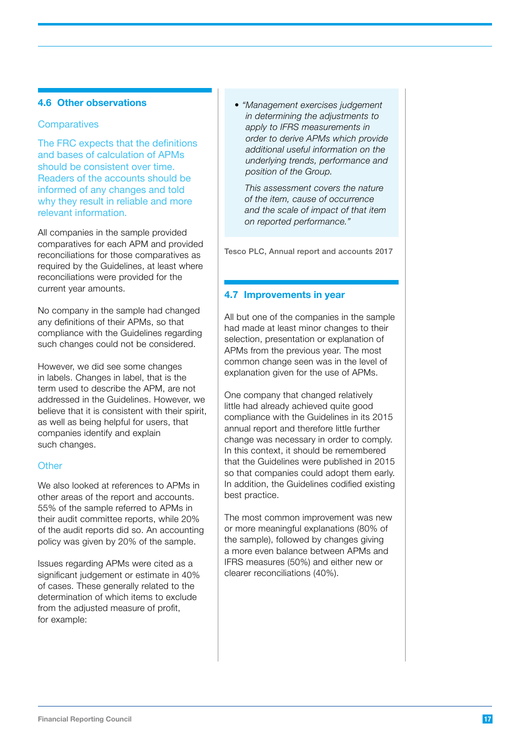## 4.6 Other observations

### Comparatives

The FRC expects that the definitions and bases of calculation of APMs should be consistent over time. Readers of the accounts should be informed of any changes and told why they result in reliable and more relevant information.

All companies in the sample provided comparatives for each APM and provided reconciliations for those comparatives as required by the Guidelines, at least where reconciliations were provided for the current year amounts.

No company in the sample had changed any definitions of their APMs, so that compliance with the Guidelines regarding such changes could not be considered.

However, we did see some changes in labels. Changes in label, that is the term used to describe the APM, are not addressed in the Guidelines. However, we believe that it is consistent with their spirit, as well as being helpful for users, that companies identify and explain such changes.

### Other

We also looked at references to APMs in other areas of the report and accounts. 55% of the sample referred to APMs in their audit committee reports, while 20% of the audit reports did so. An accounting policy was given by 20% of the sample.

Issues regarding APMs were cited as a significant judgement or estimate in 40% of cases. These generally related to the determination of which items to exclude from the adjusted measure of profit, for example:

- *"Management exercises judgement in determining the adjustments to apply to IFRS measurements in order to derive APMs which provide additional useful information on the underlying trends, performance and position of the Group.*

  *This assessment covers the nature of the item, cause of occurrence and the scale of impact of that item on reported performance."*

Tesco PLC, Annual report and accounts 2017

## 4.7 Improvements in year

All but one of the companies in the sample had made at least minor changes to their selection, presentation or explanation of APMs from the previous year. The most common change seen was in the level of explanation given for the use of APMs.

One company that changed relatively little had already achieved quite good compliance with the Guidelines in its 2015 annual report and therefore little further change was necessary in order to comply. In this context, it should be remembered that the Guidelines were published in 2015 so that companies could adopt them early. In addition, the Guidelines codified existing best practice.

The most common improvement was new or more meaningful explanations (80% of the sample), followed by changes giving a more even balance between APMs and IFRS measures (50%) and either new or clearer reconciliations (40%).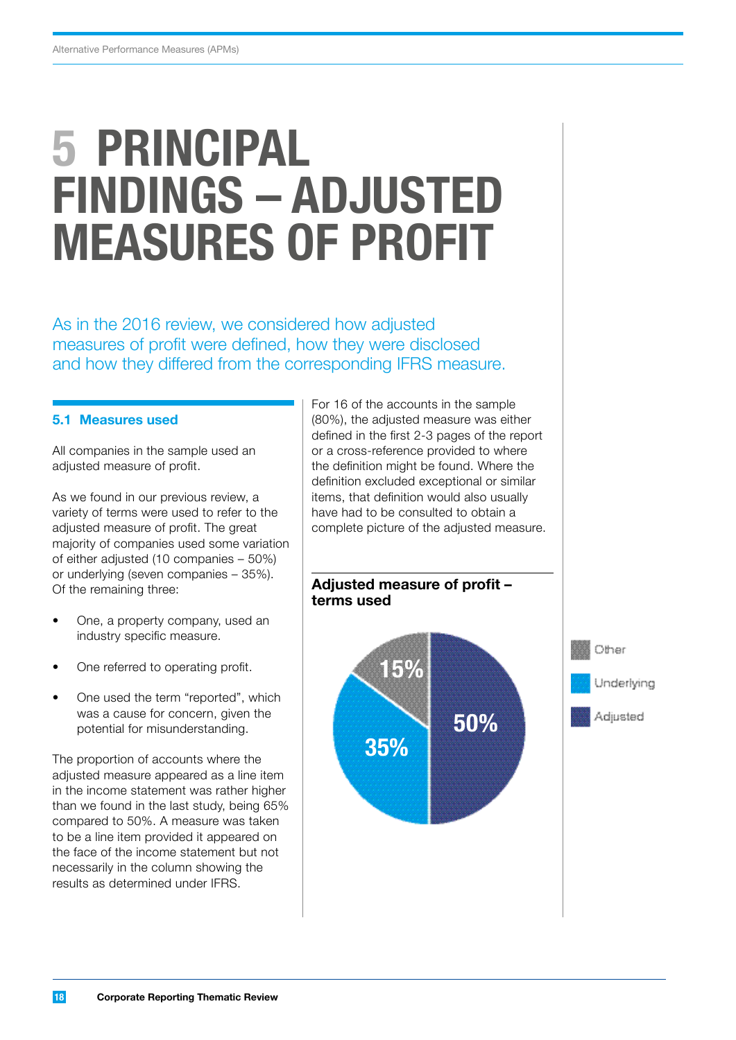# 5 PRINCIPAL FINDINGS – ADJUSTED MEASURES OF PROFIT

As in the 2016 review, we considered how adjusted measures of profit were defined, how they were disclosed and how they differed from the corresponding IFRS measure.

## 5.1 Measures used

All companies in the sample used an adjusted measure of profit.

As we found in our previous review, a variety of terms were used to refer to the adjusted measure of profit. The great majority of companies used some variation of either adjusted (10 companies – 50%) or underlying (seven companies – 35%). Of the remaining three:

- One, a property company, used an industry specific measure.
- One referred to operating profit.
- One used the term "reported", which was a cause for concern, given the potential for misunderstanding.

The proportion of accounts where the adjusted measure appeared as a line item in the income statement was rather higher than we found in the last study, being 65% compared to 50%. A measure was taken to be a line item provided it appeared on the face of the income statement but not necessarily in the column showing the results as determined under IFRS.

For 16 of the accounts in the sample (80%), the adjusted measure was either defined in the first 2-3 pages of the report or a cross-reference provided to where the definition might be found. Where the definition excluded exceptional or similar items, that definition would also usually have had to be consulted to obtain a complete picture of the adjusted measure.

**Adjusted measure of profit – terms used**

| Term | % |
|---|---|
| Other | 15% |
| Underlying | 35% |
| Adjusted | 50% |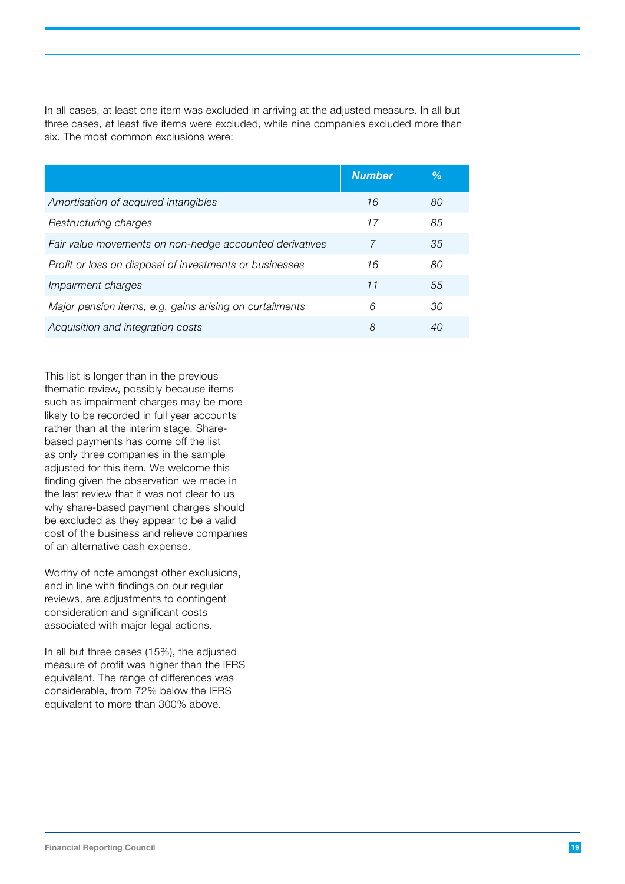In all cases, at least one item was excluded in arriving at the adjusted measure. In all but three cases, at least five items were excluded, while nine companies excluded more than six. The most common exclusions were:

| | ***Number*** | ***%*** |
|---|---|---|
| *Amortisation of acquired intangibles* | *16* | *80* |
| *Restructuring charges* | *17* | *85* |
| *Fair value movements on non-hedge accounted derivatives* | *7* | *35* |
| *Profit or loss on disposal of investments or businesses* | *16* | *80* |
| *Impairment charges* | *11* | *55* |
| *Major pension items, e.g. gains arising on curtailments* | *6* | *30* |
| *Acquisition and integration costs* | *8* | *40* |

This list is longer than in the previous thematic review, possibly because items such as impairment charges may be more likely to be recorded in full year accounts rather than at the interim stage. Share-based payments has come off the list as only three companies in the sample adjusted for this item. We welcome this finding given the observation we made in the last review that it was not clear to us why share-based payment charges should be excluded as they appear to be a valid cost of the business and relieve companies of an alternative cash expense.

Worthy of note amongst other exclusions, and in line with findings on our regular reviews, are adjustments to contingent consideration and significant costs associated with major legal actions.

In all but three cases (15%), the adjusted measure of profit was higher than the IFRS equivalent. The range of differences was considerable, from 72% below the IFRS equivalent to more than 300% above.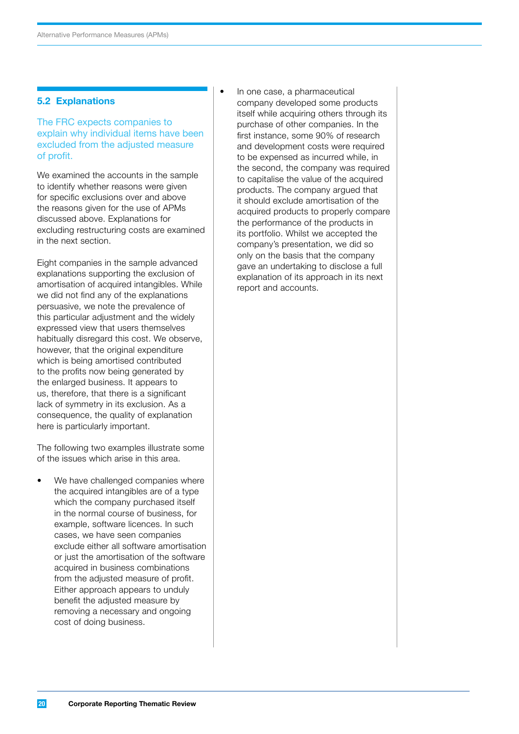## 5.2 Explanations

The FRC expects companies to explain why individual items have been excluded from the adjusted measure of profit.

We examined the accounts in the sample to identify whether reasons were given for specific exclusions over and above the reasons given for the use of APMs discussed above. Explanations for excluding restructuring costs are examined in the next section.

Eight companies in the sample advanced explanations supporting the exclusion of amortisation of acquired intangibles. While we did not find any of the explanations persuasive, we note the prevalence of this particular adjustment and the widely expressed view that users themselves habitually disregard this cost. We observe, however, that the original expenditure which is being amortised contributed to the profits now being generated by the enlarged business. It appears to us, therefore, that there is a significant lack of symmetry in its exclusion. As a consequence, the quality of explanation here is particularly important.

The following two examples illustrate some of the issues which arise in this area.

- We have challenged companies where the acquired intangibles are of a type which the company purchased itself in the normal course of business, for example, software licences. In such cases, we have seen companies exclude either all software amortisation or just the amortisation of the software acquired in business combinations from the adjusted measure of profit. Either approach appears to unduly benefit the adjusted measure by removing a necessary and ongoing cost of doing business.
- In one case, a pharmaceutical company developed some products itself while acquiring others through its purchase of other companies. In the first instance, some 90% of research and development costs were required to be expensed as incurred while, in the second, the company was required to capitalise the value of the acquired products. The company argued that it should exclude amortisation of the acquired products to properly compare the performance of the products in its portfolio. Whilst we accepted the company's presentation, we did so only on the basis that the company gave an undertaking to disclose a full explanation of its approach in its next report and accounts.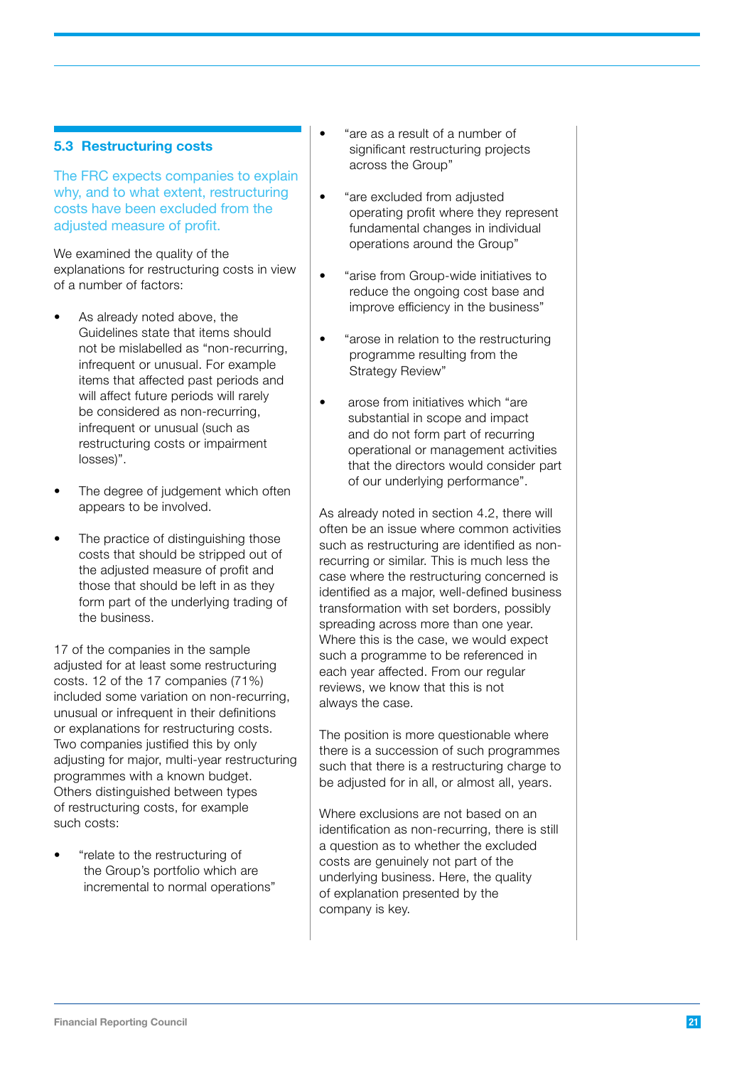### 5.3 Restructuring costs

The FRC expects companies to explain why, and to what extent, restructuring costs have been excluded from the adjusted measure of profit.

We examined the quality of the explanations for restructuring costs in view of a number of factors:

- As already noted above, the Guidelines state that items should not be mislabelled as "non-recurring, infrequent or unusual. For example items that affected past periods and will affect future periods will rarely be considered as non-recurring, infrequent or unusual (such as restructuring costs or impairment losses)".
- The degree of judgement which often appears to be involved.
- The practice of distinguishing those costs that should be stripped out of the adjusted measure of profit and those that should be left in as they form part of the underlying trading of the business.

17 of the companies in the sample adjusted for at least some restructuring costs. 12 of the 17 companies (71%) included some variation on non-recurring, unusual or infrequent in their definitions or explanations for restructuring costs. Two companies justified this by only adjusting for major, multi-year restructuring programmes with a known budget. Others distinguished between types of restructuring costs, for example such costs:

- "relate to the restructuring of the Group's portfolio which are incremental to normal operations"
- "are as a result of a number of significant restructuring projects across the Group"
- "are excluded from adjusted operating profit where they represent fundamental changes in individual operations around the Group"
- "arise from Group-wide initiatives to reduce the ongoing cost base and improve efficiency in the business"
- "arose in relation to the restructuring programme resulting from the Strategy Review"
- arose from initiatives which "are substantial in scope and impact and do not form part of recurring operational or management activities that the directors would consider part of our underlying performance".

As already noted in section 4.2, there will often be an issue where common activities such as restructuring are identified as non-recurring or similar. This is much less the case where the restructuring concerned is identified as a major, well-defined business transformation with set borders, possibly spreading across more than one year. Where this is the case, we would expect such a programme to be referenced in each year affected. From our regular reviews, we know that this is not always the case.

The position is more questionable where there is a succession of such programmes such that there is a restructuring charge to be adjusted for in all, or almost all, years.

Where exclusions are not based on an identification as non-recurring, there is still a question as to whether the excluded costs are genuinely not part of the underlying business. Here, the quality of explanation presented by the company is key.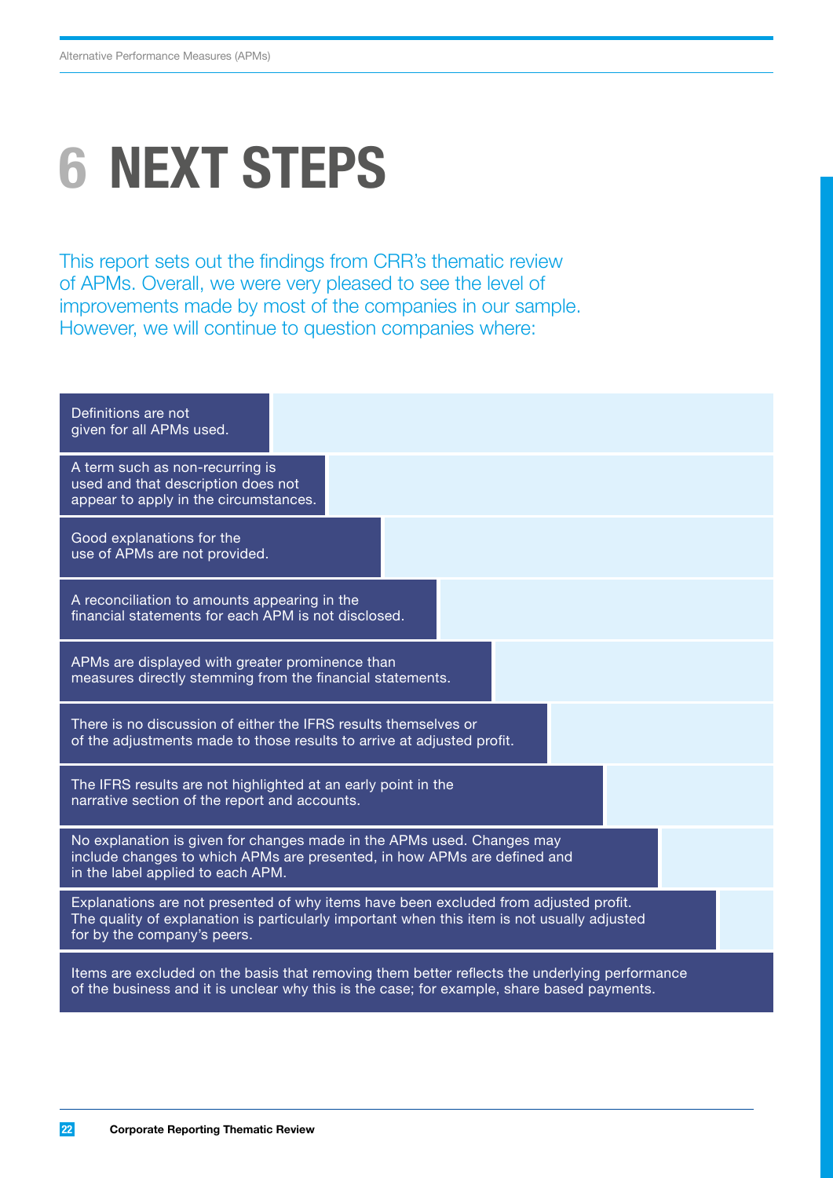# 6 NEXT STEPS

This report sets out the findings from CRR's thematic review of APMs. Overall, we were very pleased to see the level of improvements made by most of the companies in our sample. However, we will continue to question companies where:

- Definitions are not given for all APMs used.
- A term such as non-recurring is used and that description does not appear to apply in the circumstances.
- Good explanations for the use of APMs are not provided.
- A reconciliation to amounts appearing in the financial statements for each APM is not disclosed.
- APMs are displayed with greater prominence than measures directly stemming from the financial statements.
- There is no discussion of either the IFRS results themselves or of the adjustments made to those results to arrive at adjusted profit.
- The IFRS results are not highlighted at an early point in the narrative section of the report and accounts.
- No explanation is given for changes made in the APMs used. Changes may include changes to which APMs are presented, in how APMs are defined and in the label applied to each APM.
- Explanations are not presented of why items have been excluded from adjusted profit. The quality of explanation is particularly important when this item is not usually adjusted for by the company's peers.
- Items are excluded on the basis that removing them better reflects the underlying performance of the business and it is unclear why this is the case; for example, share based payments.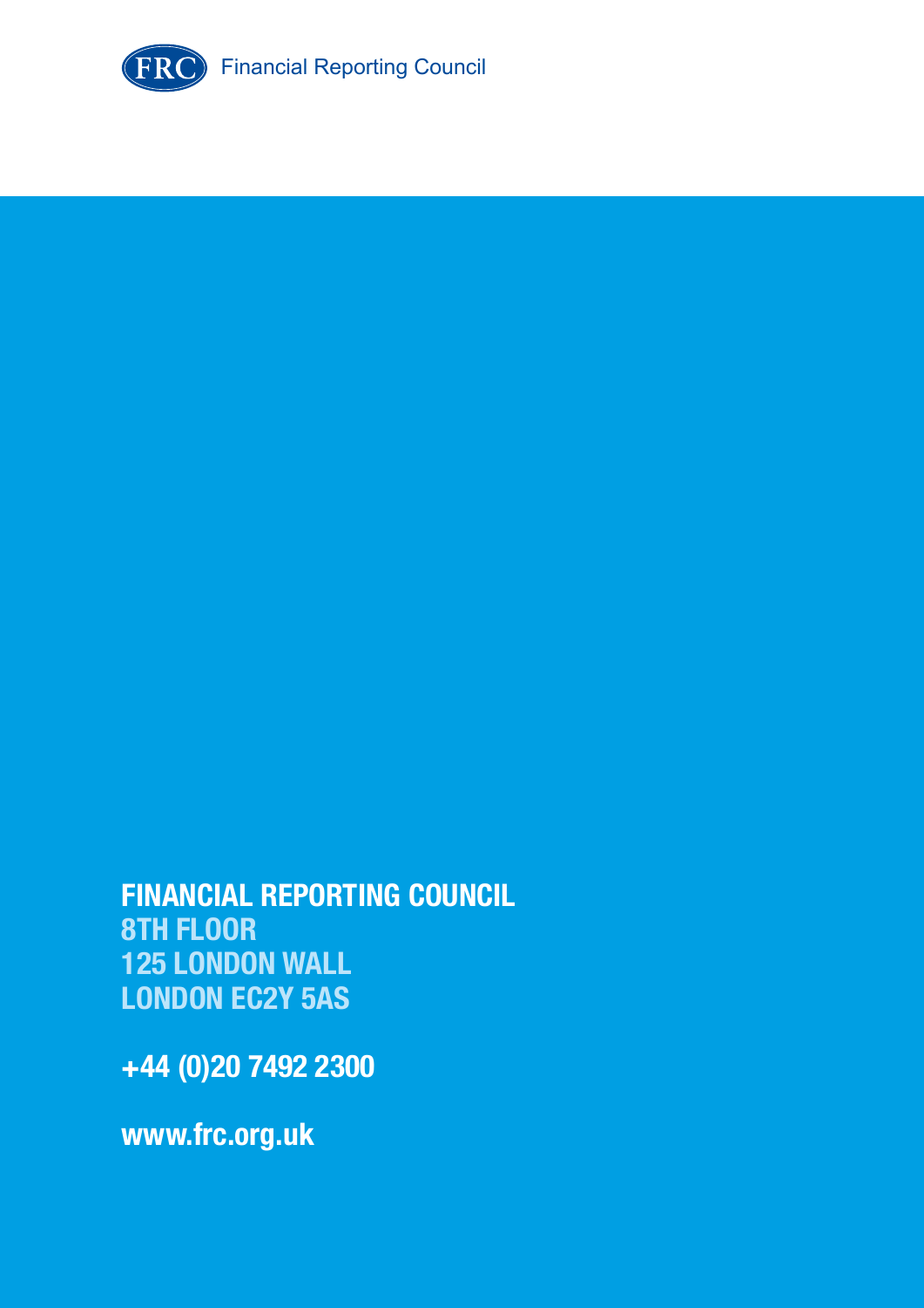FRC Financial Reporting Council

**FINANCIAL REPORTING COUNCIL**
**8TH FLOOR**
**125 LONDON WALL**
**LONDON EC2Y 5AS**

**+44 (0)20 7492 2300**

**www.frc.org.uk**